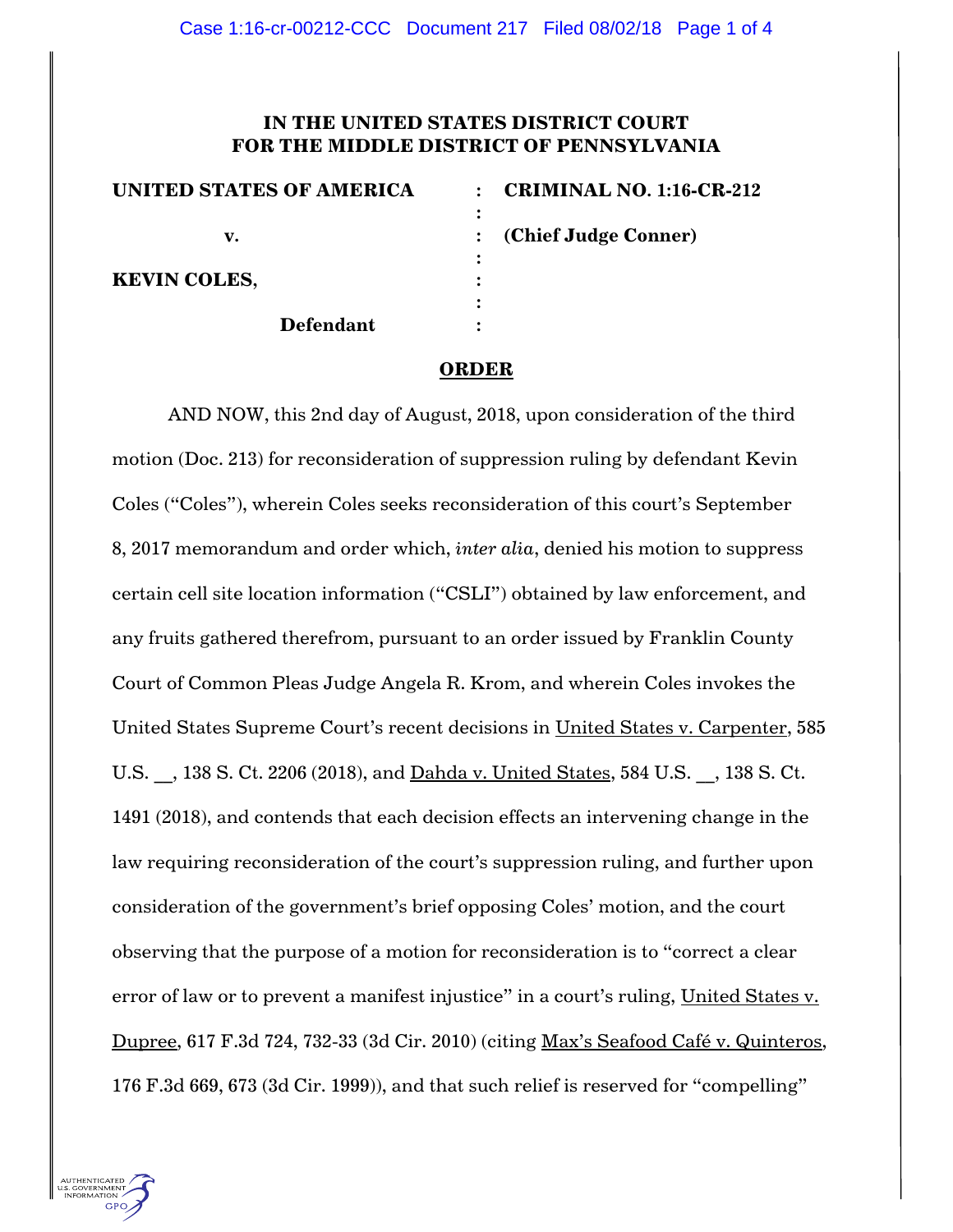**IN THE UNITED STATES DISTRICT COURT**
**FOR THE MIDDLE DISTRICT OF PENNSYLVANIA**

| | | |
|---|---|---|
| **UNITED STATES OF AMERICA** | : | **CRIMINAL NO. 1:16-CR-212** |
| | : | |
| **v.** | : | **(Chief Judge Conner)** |
| | : | |
| **KEVIN COLES,** | : | |
| | : | |
| **Defendant** | : | |

## ORDER

AND NOW, this 2nd day of August, 2018, upon consideration of the third motion (Doc. 213) for reconsideration of suppression ruling by defendant Kevin Coles ("Coles"), wherein Coles seeks reconsideration of this court's September 8, 2017 memorandum and order which, *inter alia*, denied his motion to suppress certain cell site location information ("CSLI") obtained by law enforcement, and any fruits gathered therefrom, pursuant to an order issued by Franklin County Court of Common Pleas Judge Angela R. Krom, and wherein Coles invokes the United States Supreme Court's recent decisions in United States v. Carpenter, 585 U.S. __, 138 S. Ct. 2206 (2018), and Dahda v. United States, 584 U.S. __, 138 S. Ct. 1491 (2018), and contends that each decision effects an intervening change in the law requiring reconsideration of the court's suppression ruling, and further upon consideration of the government's brief opposing Coles' motion, and the court observing that the purpose of a motion for reconsideration is to "correct a clear error of law or to prevent a manifest injustice" in a court's ruling, United States v. Dupree, 617 F.3d 724, 732-33 (3d Cir. 2010) (citing Max's Seafood Café v. Quinteros, 176 F.3d 669, 673 (3d Cir. 1999)), and that such relief is reserved for "compelling"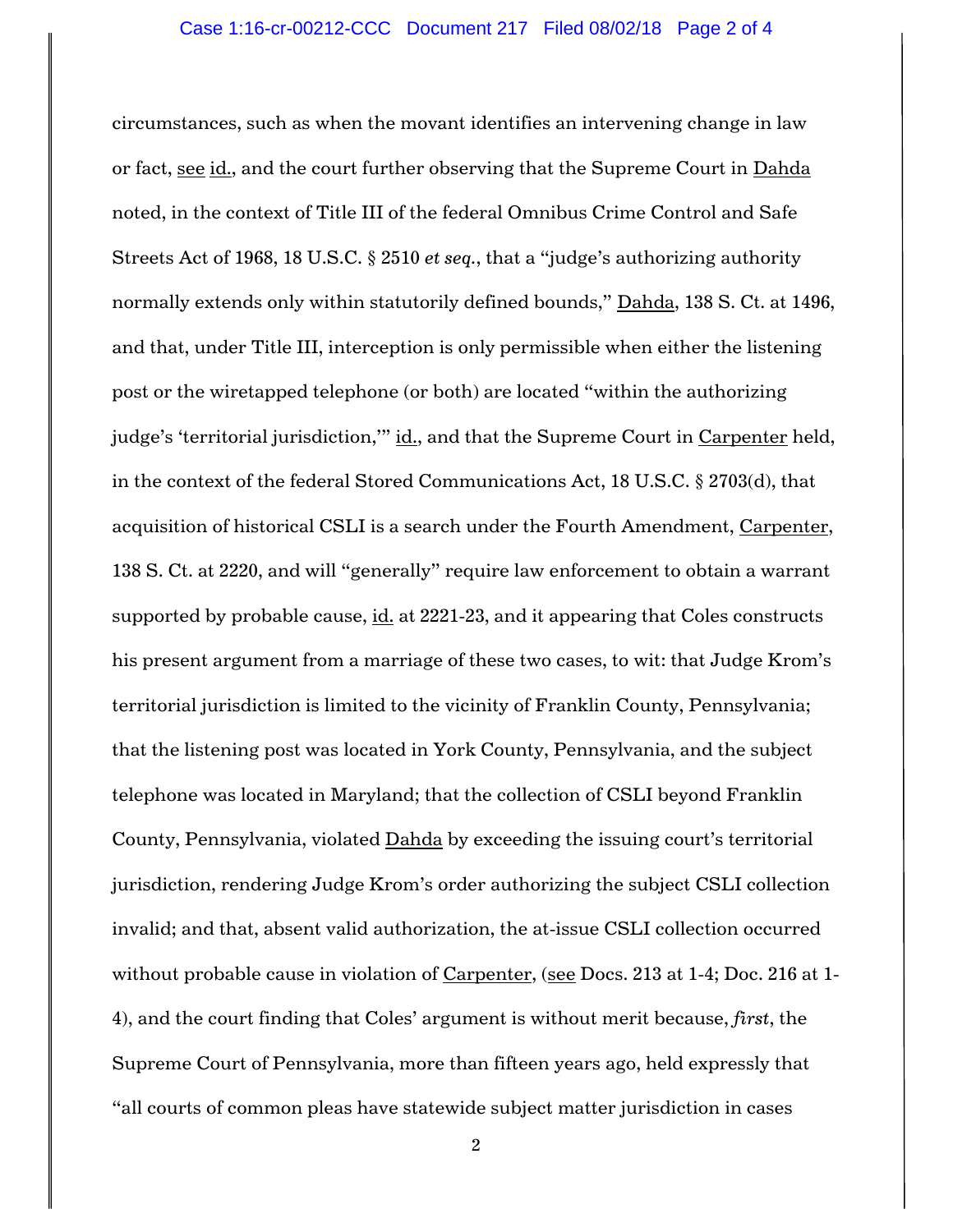circumstances, such as when the movant identifies an intervening change in law or fact, see id., and the court further observing that the Supreme Court in Dahda noted, in the context of Title III of the federal Omnibus Crime Control and Safe Streets Act of 1968, 18 U.S.C. § 2510 *et seq.*, that a "judge's authorizing authority normally extends only within statutorily defined bounds," Dahda, 138 S. Ct. at 1496, and that, under Title III, interception is only permissible when either the listening post or the wiretapped telephone (or both) are located "within the authorizing judge's 'territorial jurisdiction,'" id., and that the Supreme Court in Carpenter held, in the context of the federal Stored Communications Act, 18 U.S.C. § 2703(d), that acquisition of historical CSLI is a search under the Fourth Amendment, Carpenter, 138 S. Ct. at 2220, and will "generally" require law enforcement to obtain a warrant supported by probable cause, id. at 2221-23, and it appearing that Coles constructs his present argument from a marriage of these two cases, to wit: that Judge Krom's territorial jurisdiction is limited to the vicinity of Franklin County, Pennsylvania; that the listening post was located in York County, Pennsylvania, and the subject telephone was located in Maryland; that the collection of CSLI beyond Franklin County, Pennsylvania, violated Dahda by exceeding the issuing court's territorial jurisdiction, rendering Judge Krom's order authorizing the subject CSLI collection invalid; and that, absent valid authorization, the at-issue CSLI collection occurred without probable cause in violation of Carpenter, (see Docs. 213 at 1-4; Doc. 216 at 1-4), and the court finding that Coles' argument is without merit because, *first*, the Supreme Court of Pennsylvania, more than fifteen years ago, held expressly that "all courts of common pleas have statewide subject matter jurisdiction in cases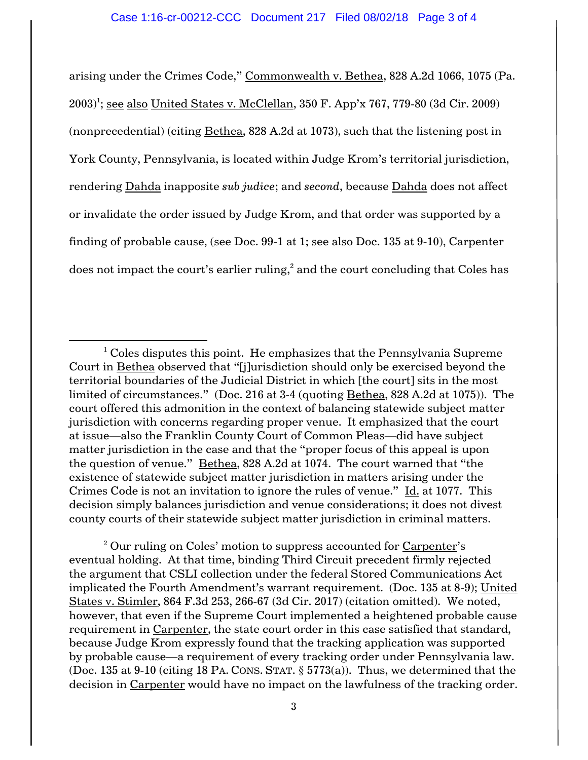arising under the Crimes Code," Commonwealth v. Bethea, 828 A.2d 1066, 1075 (Pa. 2003)[1]; see also United States v. McClellan, 350 F. App'x 767, 779-80 (3d Cir. 2009) (nonprecedential) (citing Bethea, 828 A.2d at 1073), such that the listening post in York County, Pennsylvania, is located within Judge Krom's territorial jurisdiction, rendering Dahda inapposite *sub judice*; and *second*, because Dahda does not affect or invalidate the order issued by Judge Krom, and that order was supported by a finding of probable cause, (see Doc. 99-1 at 1; see also Doc. 135 at 9-10), Carpenter does not impact the court's earlier ruling,[2] and the court concluding that Coles has

---

[1] Coles disputes this point. He emphasizes that the Pennsylvania Supreme Court in Bethea observed that "[j]urisdiction should only be exercised beyond the territorial boundaries of the Judicial District in which [the court] sits in the most limited of circumstances." (Doc. 216 at 3-4 (quoting Bethea, 828 A.2d at 1075)). The court offered this admonition in the context of balancing statewide subject matter jurisdiction with concerns regarding proper venue. It emphasized that the court at issue—also the Franklin County Court of Common Pleas—did have subject matter jurisdiction in the case and that the "proper focus of this appeal is upon the question of venue." Bethea, 828 A.2d at 1074. The court warned that "the existence of statewide subject matter jurisdiction in matters arising under the Crimes Code is not an invitation to ignore the rules of venue." Id. at 1077. This decision simply balances jurisdiction and venue considerations; it does not divest county courts of their statewide subject matter jurisdiction in criminal matters.

[2] Our ruling on Coles' motion to suppress accounted for Carpenter's eventual holding. At that time, binding Third Circuit precedent firmly rejected the argument that CSLI collection under the federal Stored Communications Act implicated the Fourth Amendment's warrant requirement. (Doc. 135 at 8-9); United States v. Stimler, 864 F.3d 253, 266-67 (3d Cir. 2017) (citation omitted). We noted, however, that even if the Supreme Court implemented a heightened probable cause requirement in Carpenter, the state court order in this case satisfied that standard, because Judge Krom expressly found that the tracking application was supported by probable cause—a requirement of every tracking order under Pennsylvania law. (Doc. 135 at 9-10 (citing 18 PA. CONS. STAT. § 5773(a)). Thus, we determined that the decision in Carpenter would have no impact on the lawfulness of the tracking order.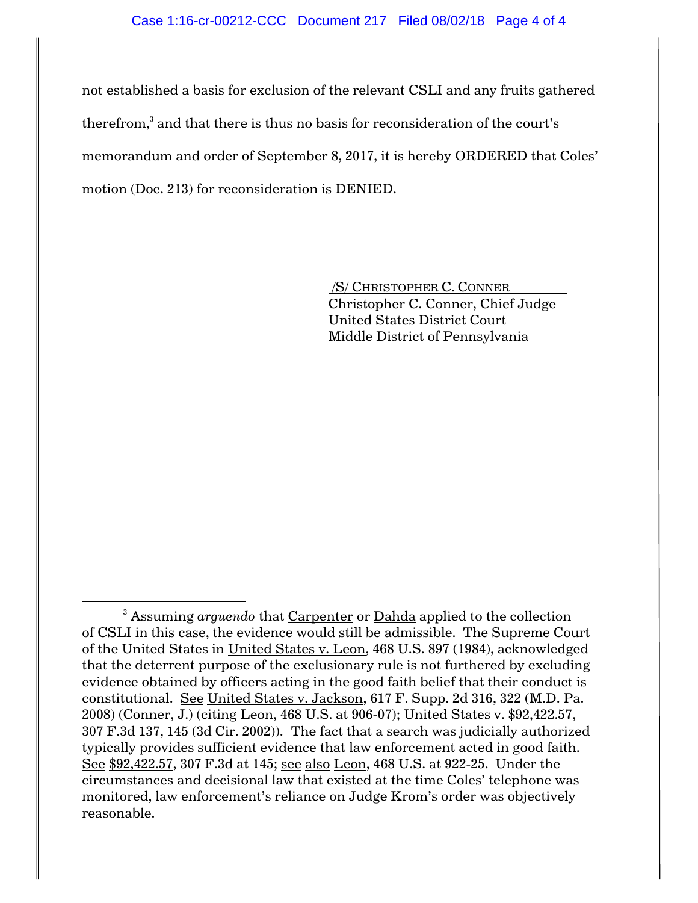not established a basis for exclusion of the relevant CSLI and any fruits gathered therefrom,[3] and that there is thus no basis for reconsideration of the court's memorandum and order of September 8, 2017, it is hereby ORDERED that Coles' motion (Doc. 213) for reconsideration is DENIED.

/S/ CHRISTOPHER C. CONNER
Christopher C. Conner, Chief Judge
United States District Court
Middle District of Pennsylvania

---

[3] Assuming *arguendo* that Carpenter or Dahda applied to the collection of CSLI in this case, the evidence would still be admissible. The Supreme Court of the United States in United States v. Leon, 468 U.S. 897 (1984), acknowledged that the deterrent purpose of the exclusionary rule is not furthered by excluding evidence obtained by officers acting in the good faith belief that their conduct is constitutional. See United States v. Jackson, 617 F. Supp. 2d 316, 322 (M.D. Pa. 2008) (Conner, J.) (citing Leon, 468 U.S. at 906-07); United States v. $92,422.57, 307 F.3d 137, 145 (3d Cir. 2002)). The fact that a search was judicially authorized typically provides sufficient evidence that law enforcement acted in good faith. See $92,422.57, 307 F.3d at 145; see also Leon, 468 U.S. at 922-25. Under the circumstances and decisional law that existed at the time Coles' telephone was monitored, law enforcement's reliance on Judge Krom's order was objectively reasonable.